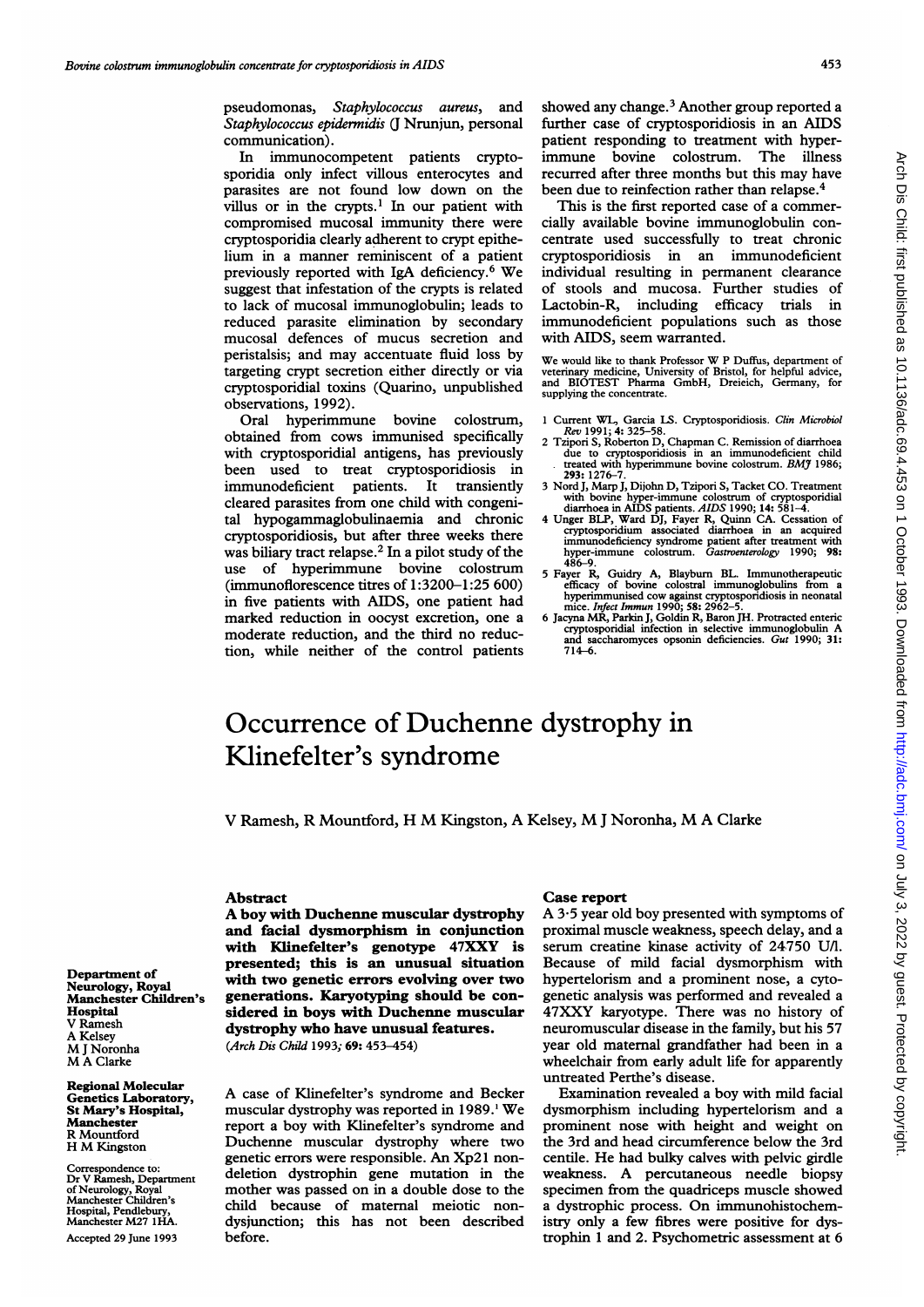pseudomonas, *Staphylococcus aureus*, and *Staphylococcus epidermidis* (J Nrunjun, personal communication).

In immunocompetent patients cryptosporidia only infect villous enterocytes and parasites are not found low down on the villus or in the crypts.[1] In our patient with compromised mucosal immunity there were cryptosporidia clearly adherent to crypt epithelium in a manner reminiscent of a patient previously reported with IgA deficiency.[6] We suggest that infestation of the crypts is related to lack of mucosal immunoglobulin; leads to reduced parasite elimination by secondary mucosal defences of mucus secretion and peristalsis; and may accentuate fluid loss by targeting crypt secretion either directly or via cryptosporidial toxins (Quarino, unpublished observations, 1992).

Oral hyperimmune bovine colostrum, obtained from cows immunised specifically with cryptosporidial antigens, has previously been used to treat cryptosporidiosis in immunodeficient patients. It transiently cleared parasites from one child with congenital hypogammaglobulinaemia and chronic cryptosporidiosis, but after three weeks there was biliary tract relapse.[2] In a pilot study of the use of hyperimmune bovine colostrum (immunofluorescence titres of 1:3200–1:25 600) in five patients with AIDS, one patient had marked reduction in oocyst excretion, one a moderate reduction, and the third no reduction, while neither of the control patients showed any change.[3] Another group reported a further case of cryptosporidiosis in an AIDS patient responding to treatment with hyperimmune bovine colostrum. The illness recurred after three months but this may have been due to reinfection rather than relapse.[4]

This is the first reported case of a commercially available bovine immunoglobulin concentrate used successfully to treat chronic cryptosporidiosis in an immunodeficient individual resulting in permanent clearance of stools and mucosa. Further studies of Lactobin-R, including efficacy trials in immunodeficient populations such as those with AIDS, seem warranted.

We would like to thank Professor W P Duffus, department of veterinary medicine, University of Bristol, for helpful advice, and BIOTEST Pharma GmbH, Dreieich, Germany, for supplying the concentrate.

1 Current WL, Garcia LS. Cryptosporidiosis. *Clin Microbiol Rev* 1991; **4:** 325–58.
2 Tzipori S, Roberton D, Chapman C. Remission of diarrhoea due to cryptosporidiosis in an immunodeficient child treated with hyperimmune bovine colostrum. *BMJ* 1986; **293:** 1276–7.
3 Nord J, Marp J, Dijohn D, Tzipori S, Tacket CO. Treatment with bovine hyper-immune colostrum of cryptosporidial diarrhoea in AIDS patients. *AIDS* 1990; **14:** 581–4.
4 Unger BLP, Ward DJ, Fayer R, Quinn CA. Cessation of cryptosporidium associated diarrhoea in an acquired immunodeficiency syndrome patient after treatment with hyper-immune colostrum. *Gastroenterology* 1990; **98:** 486–9.
5 Fayer R, Guidry A, Blayburn BL. Immunotherapeutic efficacy of bovine colostral immunoglobulins from a hyperimmunised cow against cryptosporidiosis in neonatal mice. *Infect Immun* 1990; **58:** 2962–5.
6 Jacyna MR, Parkin J, Goldin R, Baron JH. Protracted enteric cryptosporidial infection in selective immunoglobulin A and saccharomyces opsonin deficiencies. *Gut* 1990; **31:** 714–6.

# Occurrence of Duchenne dystrophy in Klinefelter's syndrome

V Ramesh, R Mountford, H M Kingston, A Kelsey, M J Noronha, M A Clarke

Department of Neurology, Royal Manchester Children's Hospital
V Ramesh
A Kelsey
M J Noronha
M A Clarke

Regional Molecular Genetics Laboratory, St Mary's Hospital, Manchester
R Mountford
H M Kingston

Correspondence to: Dr V Ramesh, Department of Neurology, Royal Manchester Children's Hospital, Pendlebury, Manchester M27 1HA.

Accepted 29 June 1993

## Abstract

**A boy with Duchenne muscular dystrophy and facial dysmorphism in conjunction with Klinefelter's genotype 47XXY is presented; this is an unusual situation with two genetic errors evolving over two generations. Karyotyping should be considered in boys with Duchenne muscular dystrophy who have unusual features.**

(*Arch Dis Child* 1993; **69:** 453–454)

A case of Klinefelter's syndrome and Becker muscular dystrophy was reported in 1989.[1] We report a boy with Klinefelter's syndrome and Duchenne muscular dystrophy where two genetic errors were responsible. An Xp21 non-deletion dystrophin gene mutation in the mother was passed on in a double dose to the child because of maternal meiotic non-dysjunction; this has not been described before.

## Case report

A 3·5 year old boy presented with symptoms of proximal muscle weakness, speech delay, and a serum creatine kinase activity of 24750 U/l. Because of mild facial dysmorphism with hypertelorism and a prominent nose, a cytogenetic analysis was performed and revealed a 47XXY karyotype. There was no history of neuromuscular disease in the family, but his 57 year old maternal grandfather had been in a wheelchair from early adult life for apparently untreated Perthe's disease.

Examination revealed a boy with mild facial dysmorphism including hypertelorism and a prominent nose with height and weight on the 3rd and head circumference below the 3rd centile. He had bulky calves with pelvic girdle weakness. A percutaneous needle biopsy specimen from the quadriceps muscle showed a dystrophic process. On immunohistochemistry only a few fibres were positive for dystrophin 1 and 2. Psychometric assessment at 6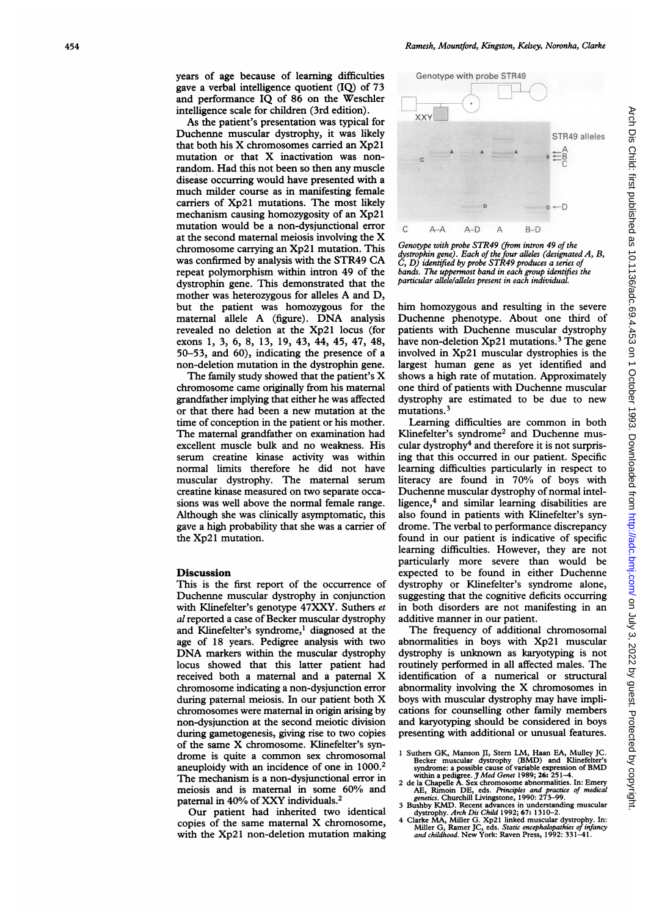years of age because of learning difficulties gave a verbal intelligence quotient (IQ) of 73 and performance IQ of 86 on the Weschler intelligence scale for children (3rd edition).

As the patient's presentation was typical for Duchenne muscular dystrophy, it was likely that both his X chromosomes carried an Xp21 mutation or that X inactivation was non-random. Had this not been so then any muscle disease occurring would have presented with a much milder course as in manifesting female carriers of Xp21 mutations. The most likely mechanism causing homozygosity of an Xp21 mutation would be a non-dysjunctional error at the second maternal meiosis involving the X chromosome carrying an Xp21 mutation. This was confirmed by analysis with the STR49 CA repeat polymorphism within intron 49 of the dystrophin gene. This demonstrated that the mother was heterozygous for alleles A and D, but the patient was homozygous for the maternal allele A (figure). DNA analysis revealed no deletion at the Xp21 locus (for exons 1, 3, 6, 8, 13, 19, 43, 44, 45, 47, 48, 50–53, and 60), indicating the presence of a non-deletion mutation in the dystrophin gene.

The family study showed that the patient's X chromosome came originally from his maternal grandfather implying that either he was affected or that there had been a new mutation at the time of conception in the patient or his mother. The maternal grandfather on examination had excellent muscle bulk and no weakness. His serum creatine kinase activity was within normal limits therefore he did not have muscular dystrophy. The maternal serum creatine kinase measured on two separate occasions was well above the normal female range. Although she was clinically asymptomatic, this gave a high probability that she was a carrier of the Xp21 mutation.

Genotype with probe STR49

XXY

STR49 alleles

A
B
C
D

C A–A A–D A B–D

*Genotype with probe STR49 (from intron 49 of the dystrophin gene). Each of the four alleles (designated A, B, C, D) identified by probe STR49 produces a series of bands. The uppermost band in each group identifies the particular allele/alleles present in each individual.*

## Discussion

This is the first report of the occurrence of Duchenne muscular dystrophy in conjunction with Klinefelter's genotype 47XXY. Suthers *et al* reported a case of Becker muscular dystrophy and Klinefelter's syndrome,[1] diagnosed at the age of 18 years. Pedigree analysis with two DNA markers within the muscular dystrophy locus showed that this latter patient had received both a maternal and a paternal X chromosome indicating a non-dysjunction error during paternal meiosis. In our patient both X chromosomes were maternal in origin arising by non-dysjunction at the second meiotic division during gametogenesis, giving rise to two copies of the same X chromosome. Klinefelter's syndrome is quite a common sex chromosomal aneuploidy with an incidence of one in 1000.[2] The mechanism is a non-dysjunctional error in meiosis and is maternal in some 60% and paternal in 40% of XXY individuals.[2]

Our patient had inherited two identical copies of the same maternal X chromosome, with the Xp21 non-deletion mutation making him homozygous and resulting in the severe Duchenne phenotype. About one third of patients with Duchenne muscular dystrophy have non-deletion Xp21 mutations.[3] The gene involved in Xp21 muscular dystrophies is the largest human gene as yet identified and shows a high rate of mutation. Approximately one third of patients with Duchenne muscular dystrophy are estimated to be due to new mutations.[3]

Learning difficulties are common in both Klinefelter's syndrome[2] and Duchenne muscular dystrophy[4] and therefore it is not surprising that this occurred in our patient. Specific learning difficulties particularly in respect to literacy are found in 70% of boys with Duchenne muscular dystrophy of normal intelligence,[4] and similar learning disabilities are also found in patients with Klinefelter's syndrome. The verbal to performance discrepancy found in our patient is indicative of specific learning difficulties. However, they are not particularly more severe than would be expected to be found in either Duchenne dystrophy or Klinefelter's syndrome alone, suggesting that the cognitive deficits occurring in both disorders are not manifesting in an additive manner in our patient.

The frequency of additional chromosomal abnormalities in boys with Xp21 muscular dystrophy is unknown as karyotyping is not routinely performed in all affected males. The identification of a numerical or structural abnormality involving the X chromosomes in boys with muscular dystrophy may have implications for counselling other family members and karyotyping should be considered in boys presenting with additional or unusual features.

1 Suthers GK, Manson JI, Stern LM, Haan EA, Mulley JC. Becker muscular dystrophy (BMD) and Klinefelter's syndrome: a possible cause of variable expression of BMD within a pedigree. *J Med Genet* 1989; **26:** 251–4.
2 de la Chapelle A. Sex chromosome abnormalities. In: Emery AE, Rimoin DE, eds. *Principles and practice of medical genetics.* Churchill Livingstone, 1990: 273–99.
3 Bushby KMD. Recent advances in understanding muscular dystrophy. *Arch Dis Child* 1992; **67:** 1310–2.
4 Clarke MA, Miller G. Xp21 linked muscular dystrophy. In: Miller G, Ramer JC, eds. *Static encephalopathies of infancy and childhood.* New York: Raven Press, 1992: 331–41.